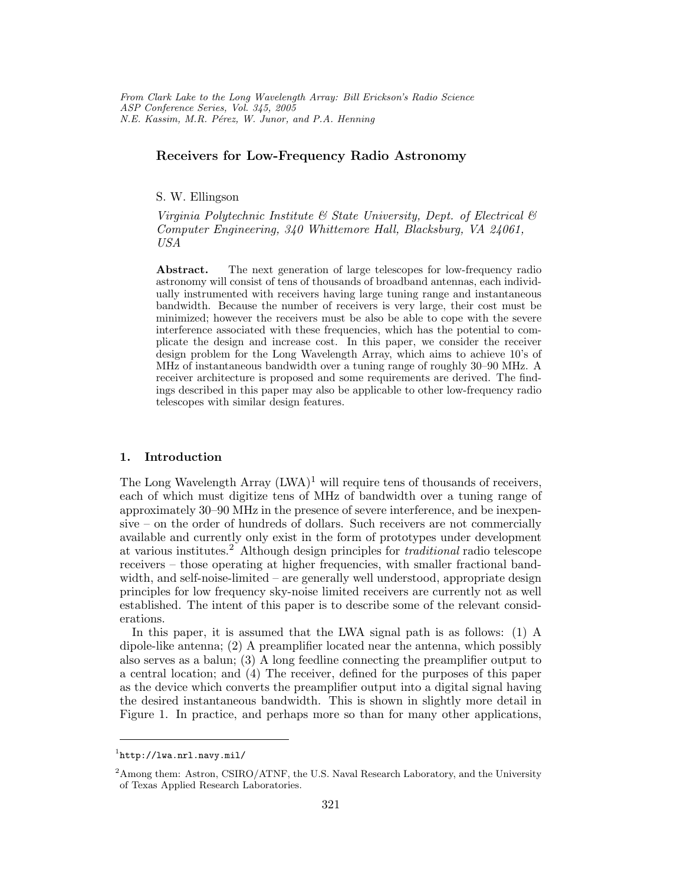# Receivers for Low-Frequency Radio Astronomy

S. W. Ellingson

*Virginia Polytechnic Institute & State University, Dept. of Electrical & Computer Engineering, 340 Whittemore Hall, Blacksburg, VA 24061, USA*

**Abstract.** The next generation of large telescopes for low-frequency radio astronomy will consist of tens of thousands of broadband antennas, each individually instrumented with receivers having large tuning range and instantaneous bandwidth. Because the number of receivers is very large, their cost must be minimized; however the receivers must be also be able to cope with the severe interference associated with these frequencies, which has the potential to complicate the design and increase cost. In this paper, we consider the receiver design problem for the Long Wavelength Array, which aims to achieve 10's of MHz of instantaneous bandwidth over a tuning range of roughly 30–90 MHz. A receiver architecture is proposed and some requirements are derived. The findings described in this paper may also be applicable to other low-frequency radio telescopes with similar design features.

## 1. Introduction

The Long Wavelength Array (LWA)[1] will require tens of thousands of receivers, each of which must digitize tens of MHz of bandwidth over a tuning range of approximately 30–90 MHz in the presence of severe interference, and be inexpensive – on the order of hundreds of dollars. Such receivers are not commercially available and currently only exist in the form of prototypes under development at various institutes.[2] Although design principles for *traditional* radio telescope receivers – those operating at higher frequencies, with smaller fractional bandwidth, and self-noise-limited – are generally well understood, appropriate design principles for low frequency sky-noise limited receivers are currently not as well established. The intent of this paper is to describe some of the relevant considerations.

In this paper, it is assumed that the LWA signal path is as follows: (1) A dipole-like antenna; (2) A preamplifier located near the antenna, which possibly also serves as a balun; (3) A long feedline connecting the preamplifier output to a central location; and (4) The receiver, defined for the purposes of this paper as the device which converts the preamplifier output into a digital signal having the desired instantaneous bandwidth. This is shown in slightly more detail in Figure 1. In practice, and perhaps more so than for many other applications,

[1] `http://lwa.nrl.navy.mil/`

[2] Among them: Astron, CSIRO/ATNF, the U.S. Naval Research Laboratory, and the University of Texas Applied Research Laboratories.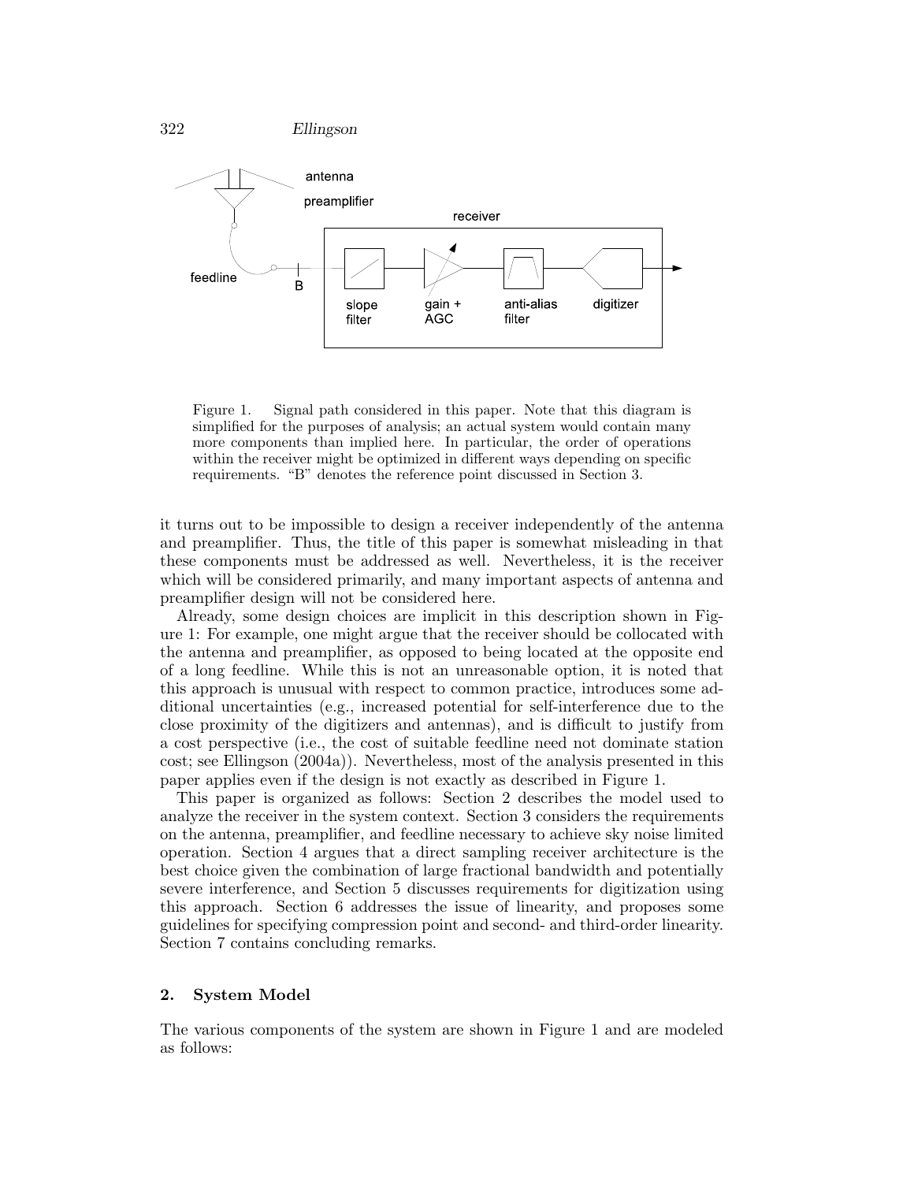Figure 1. Signal path considered in this paper. Note that this diagram is simplified for the purposes of analysis; an actual system would contain many more components than implied here. In particular, the order of operations within the receiver might be optimized in different ways depending on specific requirements. "B" denotes the reference point discussed in Section 3.

it turns out to be impossible to design a receiver independently of the antenna and preamplifier. Thus, the title of this paper is somewhat misleading in that these components must be addressed as well. Nevertheless, it is the receiver which will be considered primarily, and many important aspects of antenna and preamplifier design will not be considered here.

Already, some design choices are implicit in this description shown in Figure 1: For example, one might argue that the receiver should be collocated with the antenna and preamplifier, as opposed to being located at the opposite end of a long feedline. While this is not an unreasonable option, it is noted that this approach is unusual with respect to common practice, introduces some additional uncertainties (e.g., increased potential for self-interference due to the close proximity of the digitizers and antennas), and is difficult to justify from a cost perspective (i.e., the cost of suitable feedline need not dominate station cost; see Ellingson (2004a)). Nevertheless, most of the analysis presented in this paper applies even if the design is not exactly as described in Figure 1.

This paper is organized as follows: Section 2 describes the model used to analyze the receiver in the system context. Section 3 considers the requirements on the antenna, preamplifier, and feedline necessary to achieve sky noise limited operation. Section 4 argues that a direct sampling receiver architecture is the best choice given the combination of large fractional bandwidth and potentially severe interference, and Section 5 discusses requirements for digitization using this approach. Section 6 addresses the issue of linearity, and proposes some guidelines for specifying compression point and second- and third-order linearity. Section 7 contains concluding remarks.

## 2. System Model

The various components of the system are shown in Figure 1 and are modeled as follows: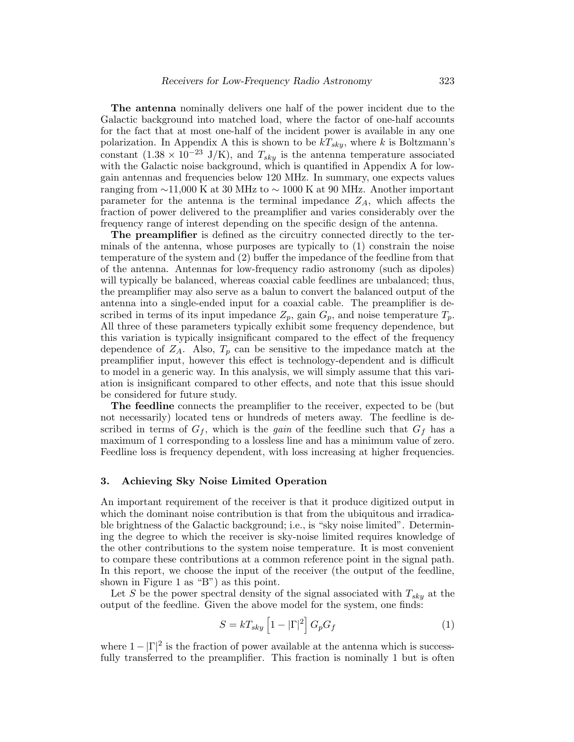**The antenna** nominally delivers one half of the power incident due to the Galactic background into matched load, where the factor of one-half accounts for the fact that at most one-half of the incident power is available in any one polarization. In Appendix A this is shown to be $kT_{sky}$, where $k$ is Boltzmann's constant ($1.38 \times 10^{-23}$ J/K), and $T_{sky}$ is the antenna temperature associated with the Galactic noise background, which is quantified in Appendix A for low-gain antennas and frequencies below 120 MHz. In summary, one expects values ranging from ∼11,000 K at 30 MHz to ∼ 1000 K at 90 MHz. Another important parameter for the antenna is the terminal impedance $Z_A$, which affects the fraction of power delivered to the preamplifier and varies considerably over the frequency range of interest depending on the specific design of the antenna.

**The preamplifier** is defined as the circuitry connected directly to the terminals of the antenna, whose purposes are typically to (1) constrain the noise temperature of the system and (2) buffer the impedance of the feedline from that of the antenna. Antennas for low-frequency radio astronomy (such as dipoles) will typically be balanced, whereas coaxial cable feedlines are unbalanced; thus, the preamplifier may also serve as a balun to convert the balanced output of the antenna into a single-ended input for a coaxial cable. The preamplifier is described in terms of its input impedance $Z_p$, gain $G_p$, and noise temperature $T_p$. All three of these parameters typically exhibit some frequency dependence, but this variation is typically insignificant compared to the effect of the frequency dependence of $Z_A$. Also, $T_p$ can be sensitive to the impedance match at the preamplifier input, however this effect is technology-dependent and is difficult to model in a generic way. In this analysis, we will simply assume that this variation is insignificant compared to other effects, and note that this issue should be considered for future study.

**The feedline** connects the preamplifier to the receiver, expected to be (but not necessarily) located tens or hundreds of meters away. The feedline is described in terms of $G_f$, which is the *gain* of the feedline such that $G_f$ has a maximum of 1 corresponding to a lossless line and has a minimum value of zero. Feedline loss is frequency dependent, with loss increasing at higher frequencies.

## 3. Achieving Sky Noise Limited Operation

An important requirement of the receiver is that it produce digitized output in which the dominant noise contribution is that from the ubiquitous and irradicable brightness of the Galactic background; i.e., is "sky noise limited". Determining the degree to which the receiver is sky-noise limited requires knowledge of the other contributions to the system noise temperature. It is most convenient to compare these contributions at a common reference point in the signal path. In this report, we choose the input of the receiver (the output of the feedline, shown in Figure 1 as "B") as this point.

Let $S$ be the power spectral density of the signal associated with $T_{sky}$ at the output of the feedline. Given the above model for the system, one finds:

$$S = kT_{sky}\left[1 - |\Gamma|^2\right] G_p G_f \tag{1}$$

where $1 - |\Gamma|^2$ is the fraction of power available at the antenna which is successfully transferred to the preamplifier. This fraction is nominally 1 but is often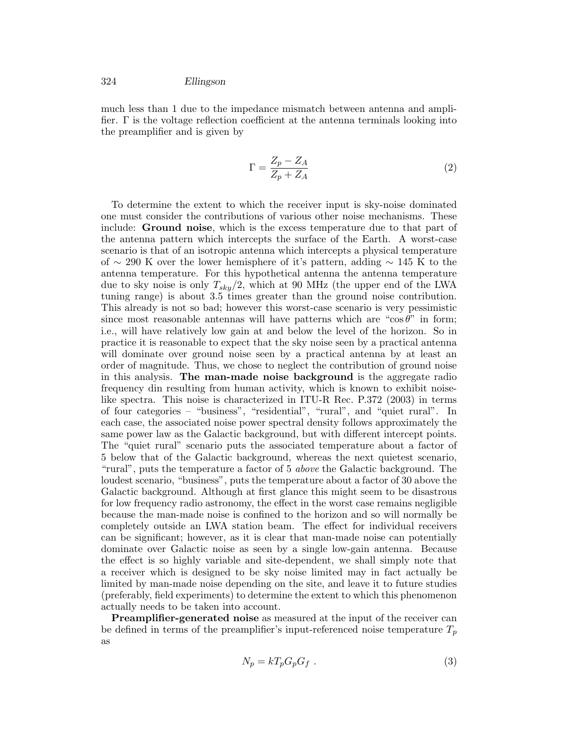much less than 1 due to the impedance mismatch between antenna and amplifier. $\Gamma$ is the voltage reflection coefficient at the antenna terminals looking into the preamplifier and is given by

$$\Gamma = \frac{Z_p - Z_A}{Z_p + Z_A} \tag{2}$$

To determine the extent to which the receiver input is sky-noise dominated one must consider the contributions of various other noise mechanisms. These include: **Ground noise**, which is the excess temperature due to that part of the antenna pattern which intercepts the surface of the Earth. A worst-case scenario is that of an isotropic antenna which intercepts a physical temperature of $\sim$ 290 K over the lower hemisphere of it's pattern, adding $\sim$ 145 K to the antenna temperature. For this hypothetical antenna the antenna temperature due to sky noise is only $T_{sky}/2$, which at 90 MHz (the upper end of the LWA tuning range) is about 3.5 times greater than the ground noise contribution. This already is not so bad; however this worst-case scenario is very pessimistic since most reasonable antennas will have patterns which are "$\cos\theta$" in form; i.e., will have relatively low gain at and below the level of the horizon. So in practice it is reasonable to expect that the sky noise seen by a practical antenna will dominate over ground noise seen by a practical antenna by at least an order of magnitude. Thus, we chose to neglect the contribution of ground noise in this analysis. **The man-made noise background** is the aggregate radio frequency din resulting from human activity, which is known to exhibit noise-like spectra. This noise is characterized in ITU-R Rec. P.372 (2003) in terms of four categories – "business", "residential", "rural", and "quiet rural". In each case, the associated noise power spectral density follows approximately the same power law as the Galactic background, but with different intercept points. The "quiet rural" scenario puts the associated temperature about a factor of 5 below that of the Galactic background, whereas the next quietest scenario, "rural", puts the temperature a factor of 5 *above* the Galactic background. The loudest scenario, "business", puts the temperature about a factor of 30 above the Galactic background. Although at first glance this might seem to be disastrous for low frequency radio astronomy, the effect in the worst case remains negligible because the man-made noise is confined to the horizon and so will normally be completely outside an LWA station beam. The effect for individual receivers can be significant; however, as it is clear that man-made noise can potentially dominate over Galactic noise as seen by a single low-gain antenna. Because the effect is so highly variable and site-dependent, we shall simply note that a receiver which is designed to be sky noise limited may in fact actually be limited by man-made noise depending on the site, and leave it to future studies (preferably, field experiments) to determine the extent to which this phenomenon actually needs to be taken into account.

**Preamplifier-generated noise** as measured at the input of the receiver can be defined in terms of the preamplifier's input-referenced noise temperature $T_p$ as

$$N_p = kT_pG_pG_f \ . \tag{3}$$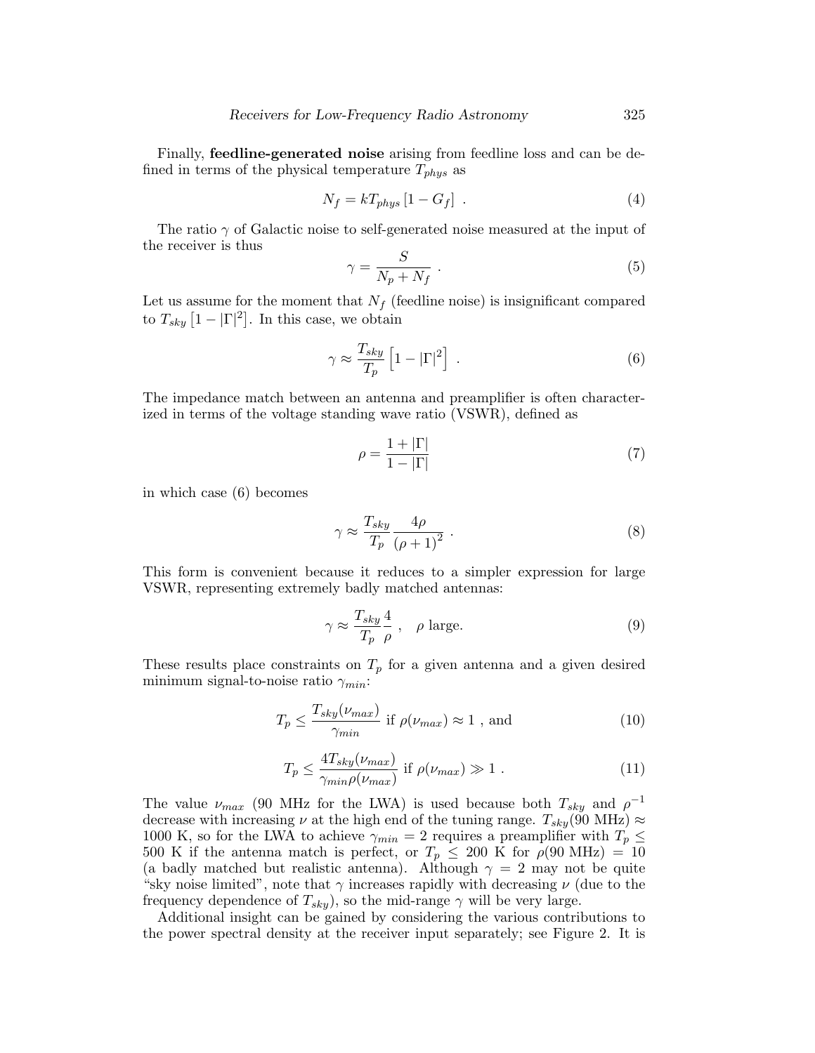Finally, **feedline-generated noise** arising from feedline loss and can be defined in terms of the physical temperature $T_{phys}$ as

$$N_f = kT_{phys}\left[1 - G_f\right] \ . \tag{4}$$

The ratio $\gamma$ of Galactic noise to self-generated noise measured at the input of the receiver is thus

$$\gamma = \frac{S}{N_p + N_f} \ . \tag{5}$$

Let us assume for the moment that $N_f$ (feedline noise) is insignificant compared to $T_{sky}\left[1 - |\Gamma|^2\right]$. In this case, we obtain

$$\gamma \approx \frac{T_{sky}}{T_p}\left[1 - |\Gamma|^2\right] \ . \tag{6}$$

The impedance match between an antenna and preamplifier is often characterized in terms of the voltage standing wave ratio (VSWR), defined as

$$\rho = \frac{1 + |\Gamma|}{1 - |\Gamma|} \tag{7}$$

in which case (6) becomes

$$\gamma \approx \frac{T_{sky}}{T_p}\frac{4\rho}{\left(\rho + 1\right)^2} \ . \tag{8}$$

This form is convenient because it reduces to a simpler expression for large VSWR, representing extremely badly matched antennas:

$$\gamma \approx \frac{T_{sky}}{T_p}\frac{4}{\rho} \ , \quad \rho \text{ large.} \tag{9}$$

These results place constraints on $T_p$ for a given antenna and a given desired minimum signal-to-noise ratio $\gamma_{min}$:

$$T_p \leq \frac{T_{sky}(\nu_{max})}{\gamma_{min}} \text{ if } \rho(\nu_{max}) \approx 1 \text{ , and} \tag{10}$$

$$T_p \leq \frac{4T_{sky}(\nu_{max})}{\gamma_{min}\rho(\nu_{max})} \text{ if } \rho(\nu_{max}) \gg 1 \ . \tag{11}$$

The value $\nu_{max}$ (90 MHz for the LWA) is used because both $T_{sky}$ and $\rho^{-1}$ decrease with increasing $\nu$ at the high end of the tuning range. $T_{sky}(90 \text{ MHz}) \approx 1000$ K, so for the LWA to achieve $\gamma_{min} = 2$ requires a preamplifier with $T_p \leq 500$ K if the antenna match is perfect, or $T_p \leq 200$ K for $\rho(90 \text{ MHz}) = 10$ (a badly matched but realistic antenna). Although $\gamma = 2$ may not be quite "sky noise limited", note that $\gamma$ increases rapidly with decreasing $\nu$ (due to the frequency dependence of $T_{sky}$), so the mid-range $\gamma$ will be very large.

Additional insight can be gained by considering the various contributions to the power spectral density at the receiver input separately; see Figure 2. It is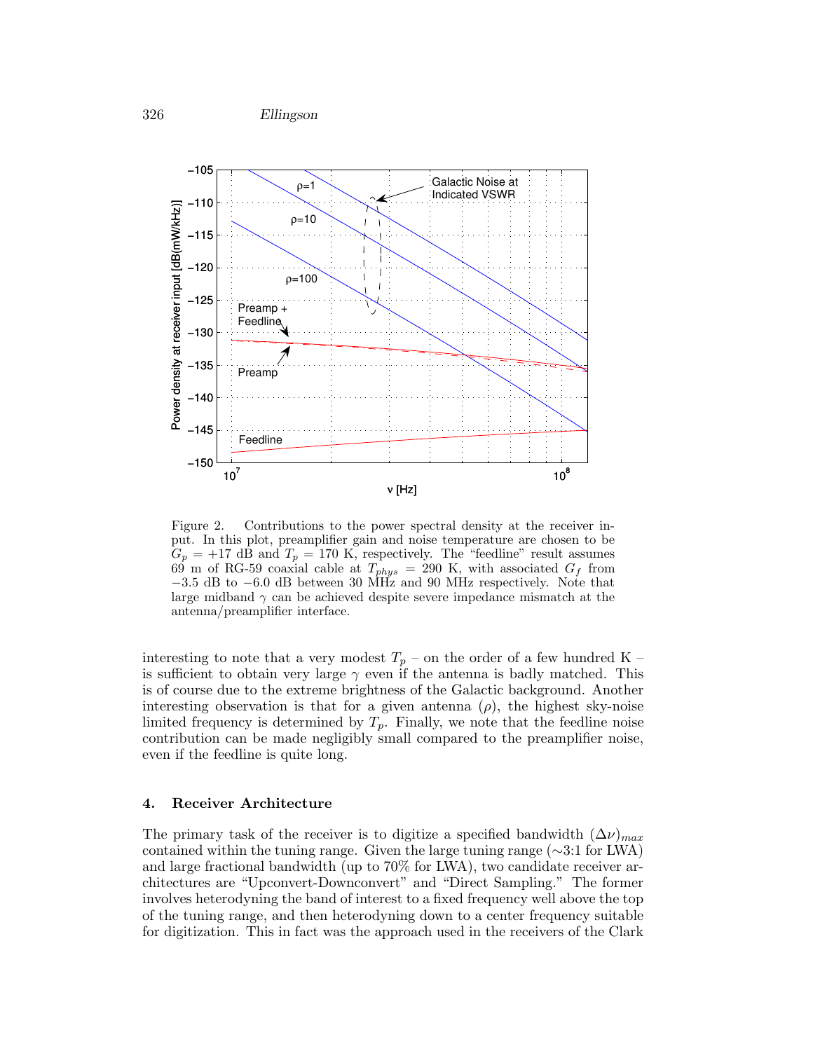Figure 2. Contributions to the power spectral density at the receiver input. In this plot, preamplifier gain and noise temperature are chosen to be $G_p = +17$ dB and $T_p = 170$ K, respectively. The "feedline" result assumes 69 m of RG-59 coaxial cable at $T_{phys} = 290$ K, with associated $G_f$ from $-3.5$ dB to $-6.0$ dB between 30 MHz and 90 MHz respectively. Note that large midband $\gamma$ can be achieved despite severe impedance mismatch at the antenna/preamplifier interface.

interesting to note that a very modest $T_p$ – on the order of a few hundred K – is sufficient to obtain very large $\gamma$ even if the antenna is badly matched. This is of course due to the extreme brightness of the Galactic background. Another interesting observation is that for a given antenna ($\rho$), the highest sky-noise limited frequency is determined by $T_p$. Finally, we note that the feedline noise contribution can be made negligibly small compared to the preamplifier noise, even if the feedline is quite long.

## 4. Receiver Architecture

The primary task of the receiver is to digitize a specified bandwidth $(\Delta\nu)_{max}$ contained within the tuning range. Given the large tuning range (∼3:1 for LWA) and large fractional bandwidth (up to 70% for LWA), two candidate receiver architectures are "Upconvert-Downconvert" and "Direct Sampling." The former involves heterodyning the band of interest to a fixed frequency well above the top of the tuning range, and then heterodyning down to a center frequency suitable for digitization. This in fact was the approach used in the receivers of the Clark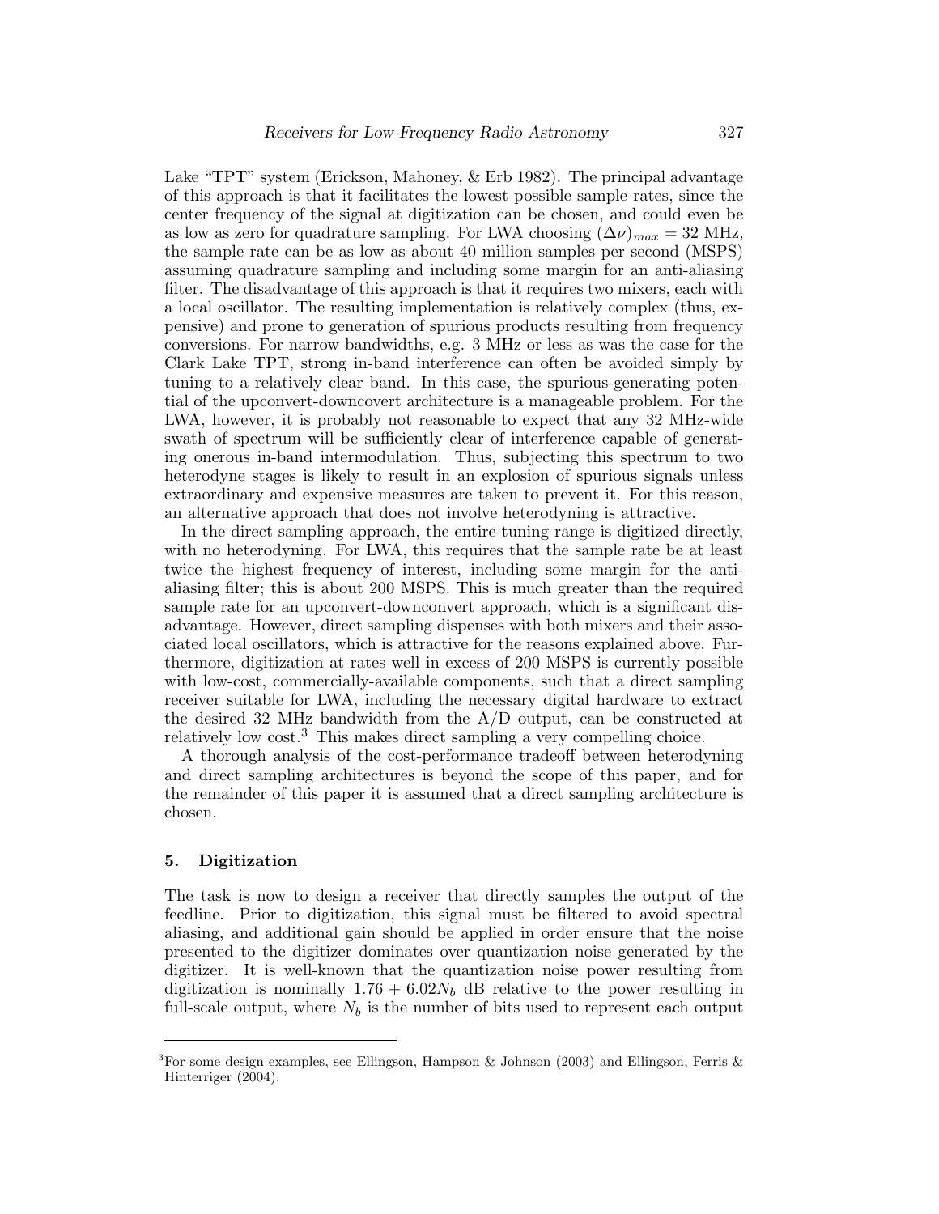Lake "TPT" system (Erickson, Mahoney, & Erb 1982). The principal advantage of this approach is that it facilitates the lowest possible sample rates, since the center frequency of the signal at digitization can be chosen, and could even be as low as zero for quadrature sampling. For LWA choosing $(\Delta\nu)_{max} = 32$ MHz, the sample rate can be as low as about 40 million samples per second (MSPS) assuming quadrature sampling and including some margin for an anti-aliasing filter. The disadvantage of this approach is that it requires two mixers, each with a local oscillator. The resulting implementation is relatively complex (thus, expensive) and prone to generation of spurious products resulting from frequency conversions. For narrow bandwidths, e.g. 3 MHz or less as was the case for the Clark Lake TPT, strong in-band interference can often be avoided simply by tuning to a relatively clear band. In this case, the spurious-generating potential of the upconvert-downcovert architecture is a manageable problem. For the LWA, however, it is probably not reasonable to expect that any 32 MHz-wide swath of spectrum will be sufficiently clear of interference capable of generating onerous in-band intermodulation. Thus, subjecting this spectrum to two heterodyne stages is likely to result in an explosion of spurious signals unless extraordinary and expensive measures are taken to prevent it. For this reason, an alternative approach that does not involve heterodyning is attractive.

In the direct sampling approach, the entire tuning range is digitized directly, with no heterodyning. For LWA, this requires that the sample rate be at least twice the highest frequency of interest, including some margin for the anti-aliasing filter; this is about 200 MSPS. This is much greater than the required sample rate for an upconvert-downconvert approach, which is a significant disadvantage. However, direct sampling dispenses with both mixers and their associated local oscillators, which is attractive for the reasons explained above. Furthermore, digitization at rates well in excess of 200 MSPS is currently possible with low-cost, commercially-available components, such that a direct sampling receiver suitable for LWA, including the necessary digital hardware to extract the desired 32 MHz bandwidth from the A/D output, can be constructed at relatively low cost.[3] This makes direct sampling a very compelling choice.

A thorough analysis of the cost-performance tradeoff between heterodyning and direct sampling architectures is beyond the scope of this paper, and for the remainder of this paper it is assumed that a direct sampling architecture is chosen.

## 5. Digitization

The task is now to design a receiver that directly samples the output of the feedline. Prior to digitization, this signal must be filtered to avoid spectral aliasing, and additional gain should be applied in order ensure that the noise presented to the digitizer dominates over quantization noise generated by the digitizer. It is well-known that the quantization noise power resulting from digitization is nominally $1.76 + 6.02N_b$ dB relative to the power resulting in full-scale output, where $N_b$ is the number of bits used to represent each output

[3] For some design examples, see Ellingson, Hampson & Johnson (2003) and Ellingson, Ferris & Hinterriger (2004).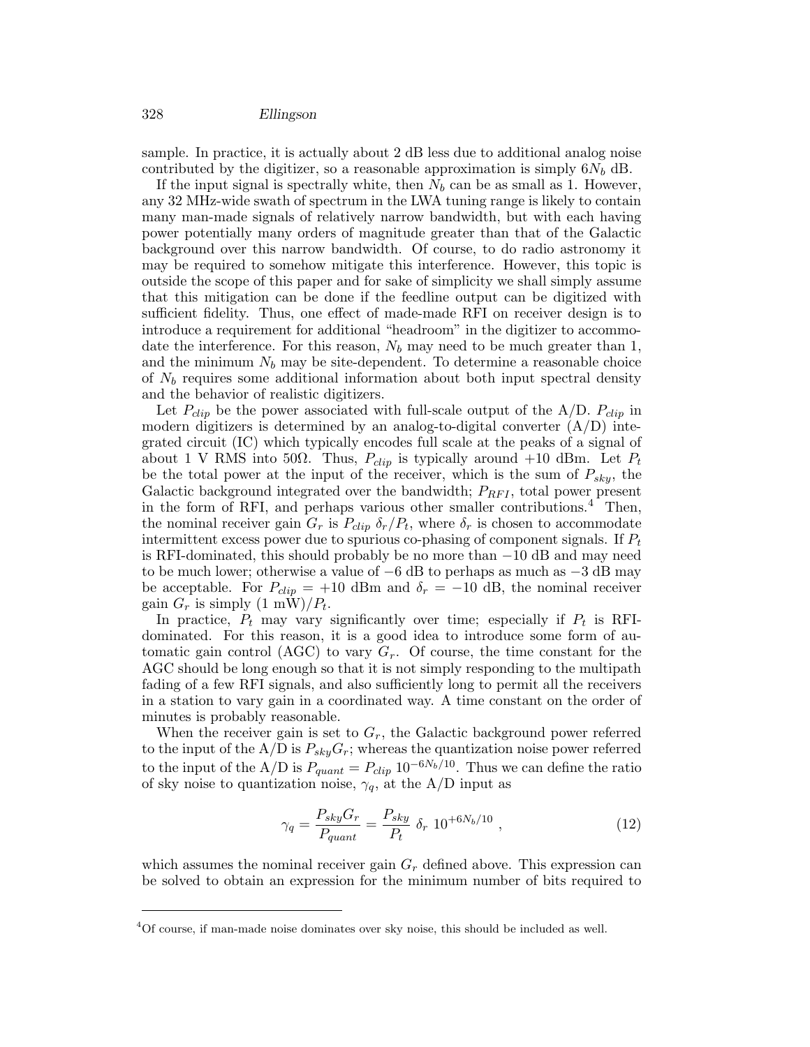sample. In practice, it is actually about 2 dB less due to additional analog noise contributed by the digitizer, so a reasonable approximation is simply $6N_b$ dB.

If the input signal is spectrally white, then $N_b$ can be as small as 1. However, any 32 MHz-wide swath of spectrum in the LWA tuning range is likely to contain many man-made signals of relatively narrow bandwidth, but with each having power potentially many orders of magnitude greater than that of the Galactic background over this narrow bandwidth. Of course, to do radio astronomy it may be required to somehow mitigate this interference. However, this topic is outside the scope of this paper and for sake of simplicity we shall simply assume that this mitigation can be done if the feedline output can be digitized with sufficient fidelity. Thus, one effect of made-made RFI on receiver design is to introduce a requirement for additional "headroom" in the digitizer to accommodate the interference. For this reason, $N_b$ may need to be much greater than 1, and the minimum $N_b$ may be site-dependent. To determine a reasonable choice of $N_b$ requires some additional information about both input spectral density and the behavior of realistic digitizers.

Let $P_{clip}$ be the power associated with full-scale output of the A/D. $P_{clip}$ in modern digitizers is determined by an analog-to-digital converter (A/D) integrated circuit (IC) which typically encodes full scale at the peaks of a signal of about 1 V RMS into 50Ω. Thus, $P_{clip}$ is typically around +10 dBm. Let $P_t$ be the total power at the input of the receiver, which is the sum of $P_{sky}$, the Galactic background integrated over the bandwidth; $P_{RFI}$, total power present in the form of RFI, and perhaps various other smaller contributions.[4] Then, the nominal receiver gain $G_r$ is $P_{clip}\ \delta_r/P_t$, where $\delta_r$ is chosen to accommodate intermittent excess power due to spurious co-phasing of component signals. If $P_t$ is RFI-dominated, this should probably be no more than −10 dB and may need to be much lower; otherwise a value of −6 dB to perhaps as much as −3 dB may be acceptable. For $P_{clip} = +10$ dBm and $\delta_r = -10$ dB, the nominal receiver gain $G_r$ is simply (1 mW)$/P_t$.

In practice, $P_t$ may vary significantly over time; especially if $P_t$ is RFI-dominated. For this reason, it is a good idea to introduce some form of automatic gain control (AGC) to vary $G_r$. Of course, the time constant for the AGC should be long enough so that it is not simply responding to the multipath fading of a few RFI signals, and also sufficiently long to permit all the receivers in a station to vary gain in a coordinated way. A time constant on the order of minutes is probably reasonable.

When the receiver gain is set to $G_r$, the Galactic background power referred to the input of the A/D is $P_{sky}G_r$; whereas the quantization noise power referred to the input of the A/D is $P_{quant} = P_{clip}\ 10^{-6N_b/10}$. Thus we can define the ratio of sky noise to quantization noise, $\gamma_q$, at the A/D input as

$$\gamma_q = \frac{P_{sky}G_r}{P_{quant}} = \frac{P_{sky}}{P_t}\ \delta_r\ 10^{+6N_b/10}\ , \tag{12}$$

which assumes the nominal receiver gain $G_r$ defined above. This expression can be solved to obtain an expression for the minimum number of bits required to

[4] Of course, if man-made noise dominates over sky noise, this should be included as well.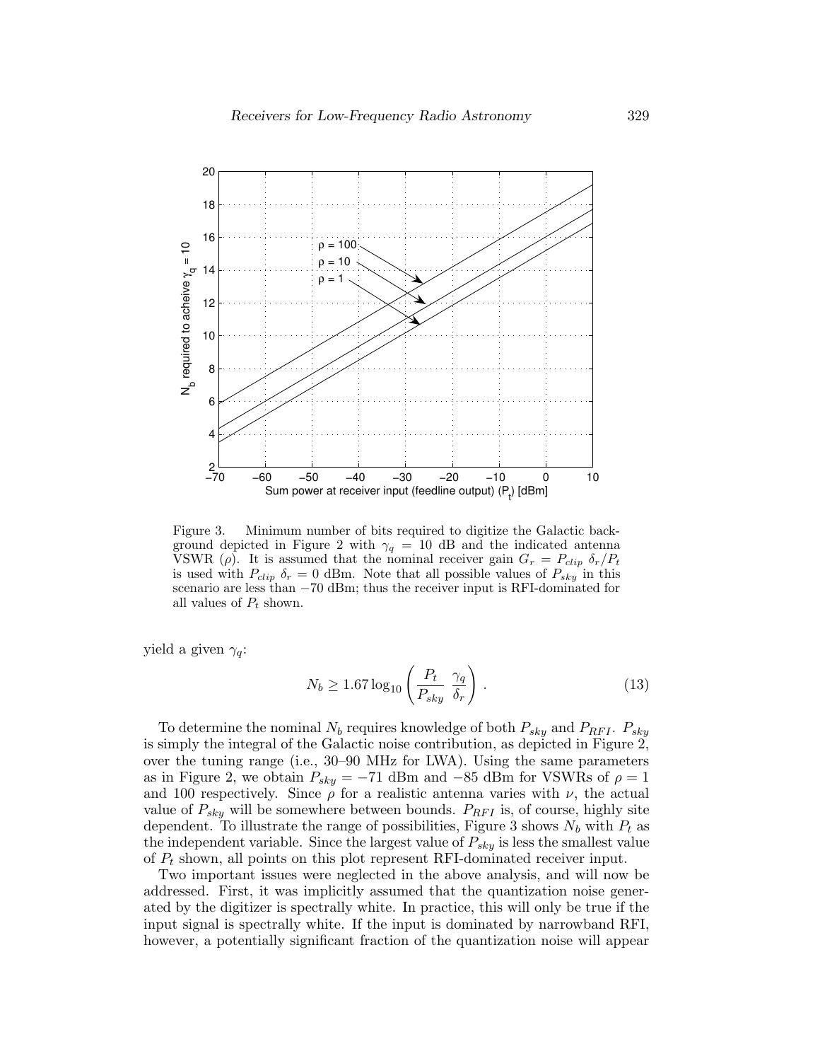Figure 3. Minimum number of bits required to digitize the Galactic background depicted in Figure 2 with $\gamma_q = 10$ dB and the indicated antenna VSWR ($\rho$). It is assumed that the nominal receiver gain $G_r = P_{clip}\ \delta_r / P_t$ is used with $P_{clip}\ \delta_r = 0$ dBm. Note that all possible values of $P_{sky}$ in this scenario are less than $-70$ dBm; thus the receiver input is RFI-dominated for all values of $P_t$ shown.

yield a given $\gamma_q$:

$$N_b \geq 1.67 \log_{10} \left( \frac{P_t}{P_{sky}} \ \frac{\gamma_q}{\delta_r} \right) . \tag{13}$$

To determine the nominal $N_b$ requires knowledge of both $P_{sky}$ and $P_{RFI}$. $P_{sky}$ is simply the integral of the Galactic noise contribution, as depicted in Figure 2, over the tuning range (i.e., 30–90 MHz for LWA). Using the same parameters as in Figure 2, we obtain $P_{sky} = -71$ dBm and $-85$ dBm for VSWRs of $\rho = 1$ and 100 respectively. Since $\rho$ for a realistic antenna varies with $\nu$, the actual value of $P_{sky}$ will be somewhere between bounds. $P_{RFI}$ is, of course, highly site dependent. To illustrate the range of possibilities, Figure 3 shows $N_b$ with $P_t$ as the independent variable. Since the largest value of $P_{sky}$ is less the smallest value of $P_t$ shown, all points on this plot represent RFI-dominated receiver input.

Two important issues were neglected in the above analysis, and will now be addressed. First, it was implicitly assumed that the quantization noise generated by the digitizer is spectrally white. In practice, this will only be true if the input signal is spectrally white. If the input is dominated by narrowband RFI, however, a potentially significant fraction of the quantization noise will appear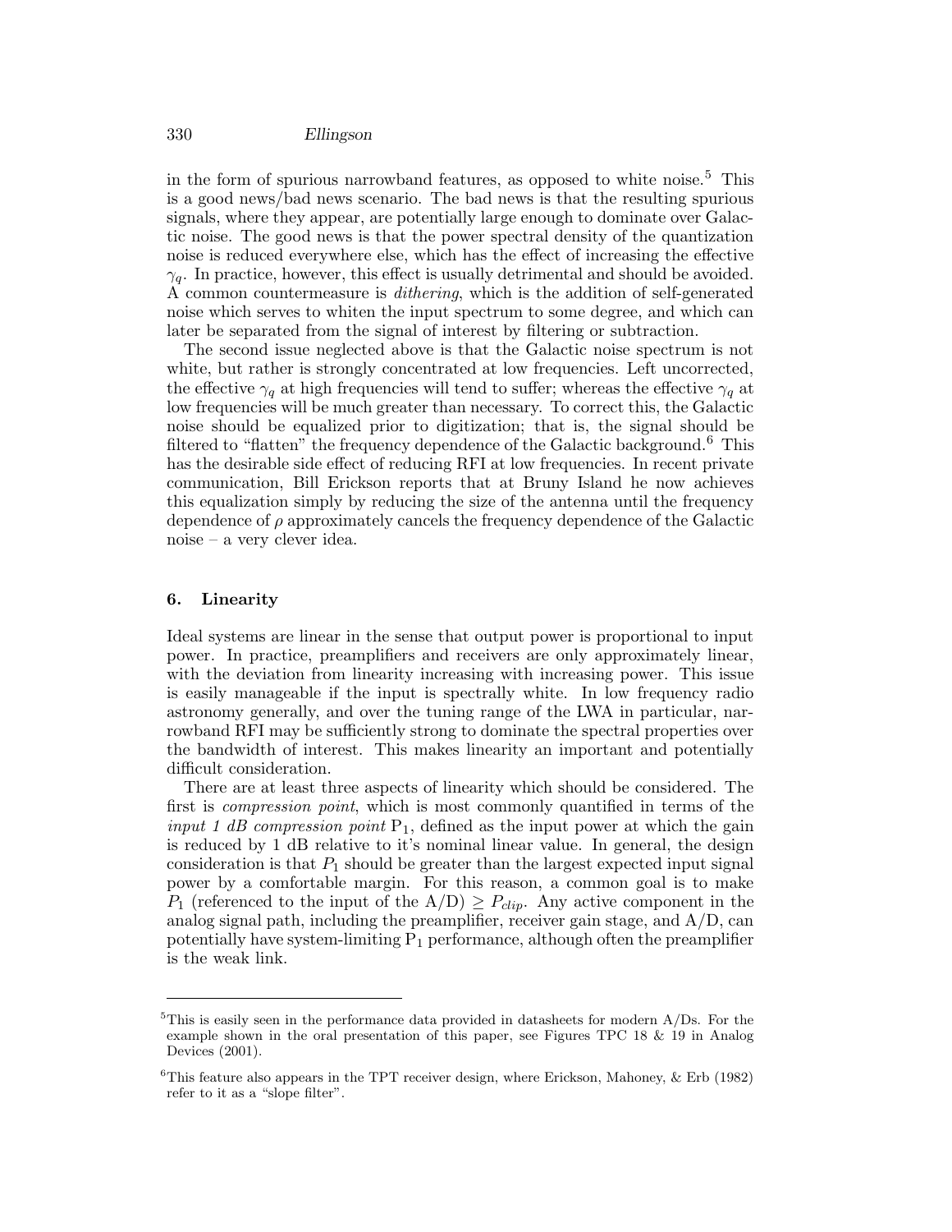in the form of spurious narrowband features, as opposed to white noise.[5] This is a good news/bad news scenario. The bad news is that the resulting spurious signals, where they appear, are potentially large enough to dominate over Galactic noise. The good news is that the power spectral density of the quantization noise is reduced everywhere else, which has the effect of increasing the effective $\gamma_q$. In practice, however, this effect is usually detrimental and should be avoided. A common countermeasure is *dithering*, which is the addition of self-generated noise which serves to whiten the input spectrum to some degree, and which can later be separated from the signal of interest by filtering or subtraction.

The second issue neglected above is that the Galactic noise spectrum is not white, but rather is strongly concentrated at low frequencies. Left uncorrected, the effective $\gamma_q$ at high frequencies will tend to suffer; whereas the effective $\gamma_q$ at low frequencies will be much greater than necessary. To correct this, the Galactic noise should be equalized prior to digitization; that is, the signal should be filtered to "flatten" the frequency dependence of the Galactic background.[6] This has the desirable side effect of reducing RFI at low frequencies. In recent private communication, Bill Erickson reports that at Bruny Island he now achieves this equalization simply by reducing the size of the antenna until the frequency dependence of $\rho$ approximately cancels the frequency dependence of the Galactic noise – a very clever idea.

## 6. Linearity

Ideal systems are linear in the sense that output power is proportional to input power. In practice, preamplifiers and receivers are only approximately linear, with the deviation from linearity increasing with increasing power. This issue is easily manageable if the input is spectrally white. In low frequency radio astronomy generally, and over the tuning range of the LWA in particular, narrowband RFI may be sufficiently strong to dominate the spectral properties over the bandwidth of interest. This makes linearity an important and potentially difficult consideration.

There are at least three aspects of linearity which should be considered. The first is *compression point*, which is most commonly quantified in terms of the *input 1 dB compression point* $P_1$, defined as the input power at which the gain is reduced by 1 dB relative to it's nominal linear value. In general, the design consideration is that $P_1$ should be greater than the largest expected input signal power by a comfortable margin. For this reason, a common goal is to make $P_1$ (referenced to the input of the A/D) $\geq P_{clip}$. Any active component in the analog signal path, including the preamplifier, receiver gain stage, and A/D, can potentially have system-limiting $P_1$ performance, although often the preamplifier is the weak link.

---

[5] This is easily seen in the performance data provided in datasheets for modern A/Ds. For the example shown in the oral presentation of this paper, see Figures TPC 18 & 19 in Analog Devices (2001).

[6] This feature also appears in the TPT receiver design, where Erickson, Mahoney, & Erb (1982) refer to it as a "slope filter".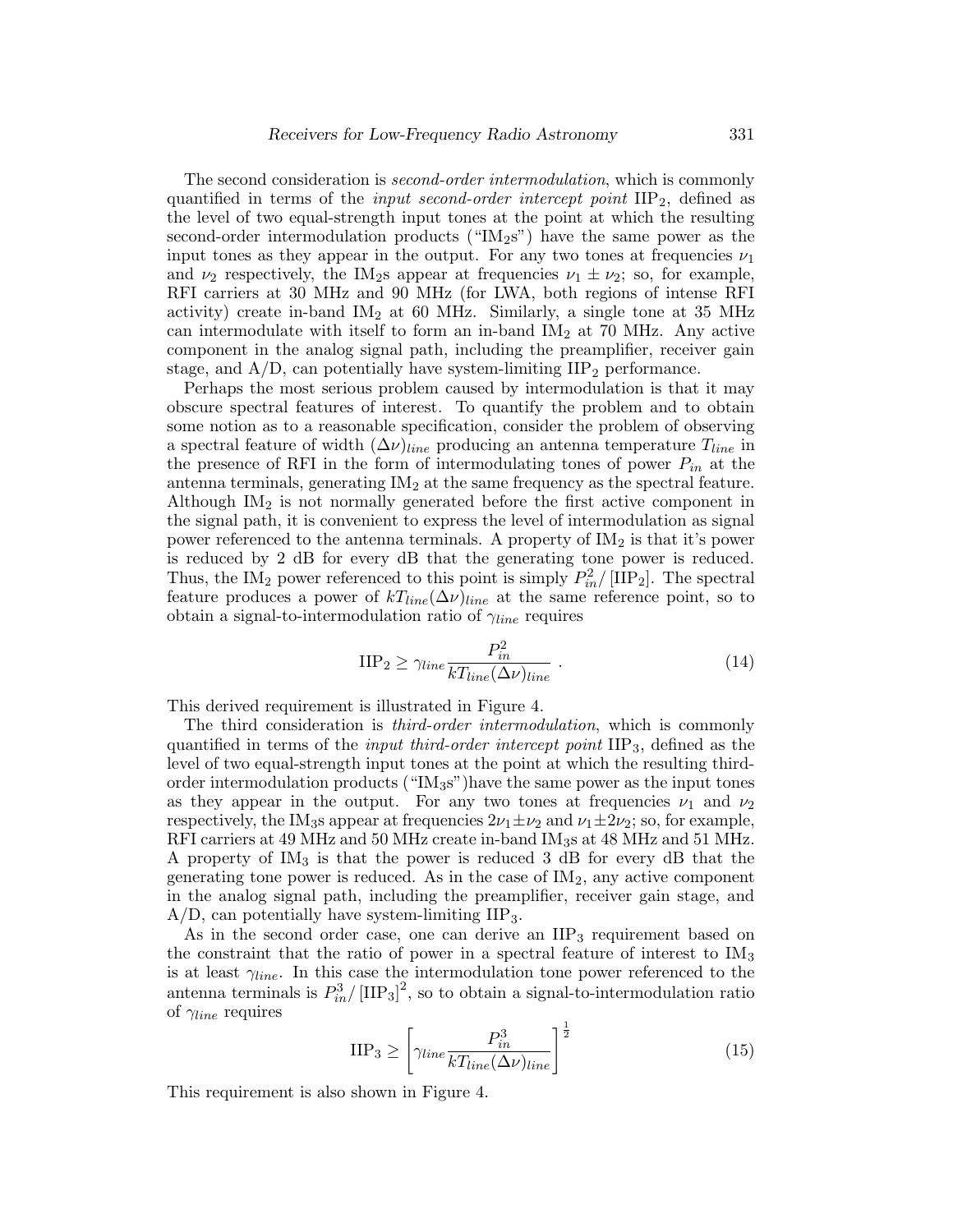The second consideration is *second-order intermodulation*, which is commonly quantified in terms of the *input second-order intercept point* $\mathrm{IIP}_2$, defined as the level of two equal-strength input tones at the point at which the resulting second-order intermodulation products ("$\mathrm{IM}_2$s") have the same power as the input tones as they appear in the output. For any two tones at frequencies $\nu_1$ and $\nu_2$ respectively, the $\mathrm{IM}_2$s appear at frequencies $\nu_1 \pm \nu_2$; so, for example, RFI carriers at 30 MHz and 90 MHz (for LWA, both regions of intense RFI activity) create in-band $\mathrm{IM}_2$ at 60 MHz. Similarly, a single tone at 35 MHz can intermodulate with itself to form an in-band $\mathrm{IM}_2$ at 70 MHz. Any active component in the analog signal path, including the preamplifier, receiver gain stage, and A/D, can potentially have system-limiting $\mathrm{IIP}_2$ performance.

Perhaps the most serious problem caused by intermodulation is that it may obscure spectral features of interest. To quantify the problem and to obtain some notion as to a reasonable specification, consider the problem of observing a spectral feature of width $(\Delta\nu)_{line}$ producing an antenna temperature $T_{line}$ in the presence of RFI in the form of intermodulating tones of power $P_{in}$ at the antenna terminals, generating $\mathrm{IM}_2$ at the same frequency as the spectral feature. Although $\mathrm{IM}_2$ is not normally generated before the first active component in the signal path, it is convenient to express the level of intermodulation as signal power referenced to the antenna terminals. A property of $\mathrm{IM}_2$ is that it's power is reduced by 2 dB for every dB that the generating tone power is reduced. Thus, the $\mathrm{IM}_2$ power referenced to this point is simply $P_{in}^2/\left[\mathrm{IIP}_2\right]$. The spectral feature produces a power of $kT_{line}(\Delta\nu)_{line}$ at the same reference point, so to obtain a signal-to-intermodulation ratio of $\gamma_{line}$ requires

$$\mathrm{IIP}_2 \geq \gamma_{line} \frac{P_{in}^2}{kT_{line}(\Delta\nu)_{line}} \ . \tag{14}$$

This derived requirement is illustrated in Figure 4.

The third consideration is *third-order intermodulation*, which is commonly quantified in terms of the *input third-order intercept point* $\mathrm{IIP}_3$, defined as the level of two equal-strength input tones at the point at which the resulting third-order intermodulation products ("$\mathrm{IM}_3$s")have the same power as the input tones as they appear in the output. For any two tones at frequencies $\nu_1$ and $\nu_2$ respectively, the $\mathrm{IM}_3$s appear at frequencies $2\nu_1 \pm \nu_2$ and $\nu_1 \pm 2\nu_2$; so, for example, RFI carriers at 49 MHz and 50 MHz create in-band $\mathrm{IM}_3$s at 48 MHz and 51 MHz. A property of $\mathrm{IM}_3$ is that the power is reduced 3 dB for every dB that the generating tone power is reduced. As in the case of $\mathrm{IM}_2$, any active component in the analog signal path, including the preamplifier, receiver gain stage, and A/D, can potentially have system-limiting $\mathrm{IIP}_3$.

As in the second order case, one can derive an $\mathrm{IIP}_3$ requirement based on the constraint that the ratio of power in a spectral feature of interest to $\mathrm{IM}_3$ is at least $\gamma_{line}$. In this case the intermodulation tone power referenced to the antenna terminals is $P_{in}^3/\left[\mathrm{IIP}_3\right]^2$, so to obtain a signal-to-intermodulation ratio of $\gamma_{line}$ requires

$$\mathrm{IIP}_3 \geq \left[\gamma_{line} \frac{P_{in}^3}{kT_{line}(\Delta\nu)_{line}}\right]^{\frac{1}{2}} \tag{15}$$

This requirement is also shown in Figure 4.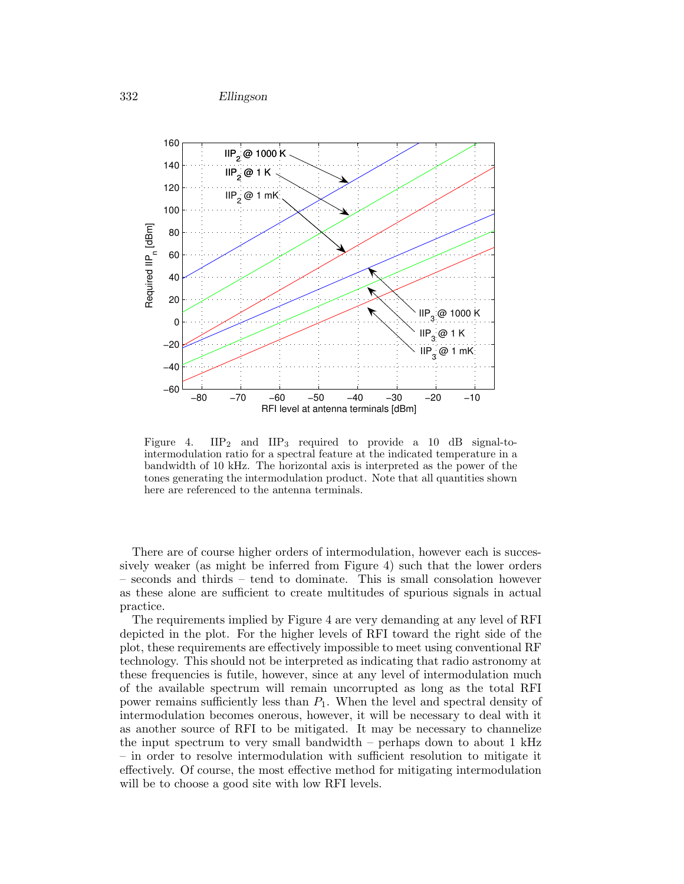Figure 4. $IIP_2$ and $IIP_3$ required to provide a 10 dB signal-to-intermodulation ratio for a spectral feature at the indicated temperature in a bandwidth of 10 kHz. The horizontal axis is interpreted as the power of the tones generating the intermodulation product. Note that all quantities shown here are referenced to the antenna terminals.

There are of course higher orders of intermodulation, however each is successively weaker (as might be inferred from Figure 4) such that the lower orders – seconds and thirds – tend to dominate. This is small consolation however as these alone are sufficient to create multitudes of spurious signals in actual practice.

The requirements implied by Figure 4 are very demanding at any level of RFI depicted in the plot. For the higher levels of RFI toward the right side of the plot, these requirements are effectively impossible to meet using conventional RF technology. This should not be interpreted as indicating that radio astronomy at these frequencies is futile, however, since at any level of intermodulation much of the available spectrum will remain uncorrupted as long as the total RFI power remains sufficiently less than $P_1$. When the level and spectral density of intermodulation becomes onerous, however, it will be necessary to deal with it as another source of RFI to be mitigated. It may be necessary to channelize the input spectrum to very small bandwidth – perhaps down to about 1 kHz – in order to resolve intermodulation with sufficient resolution to mitigate it effectively. Of course, the most effective method for mitigating intermodulation will be to choose a good site with low RFI levels.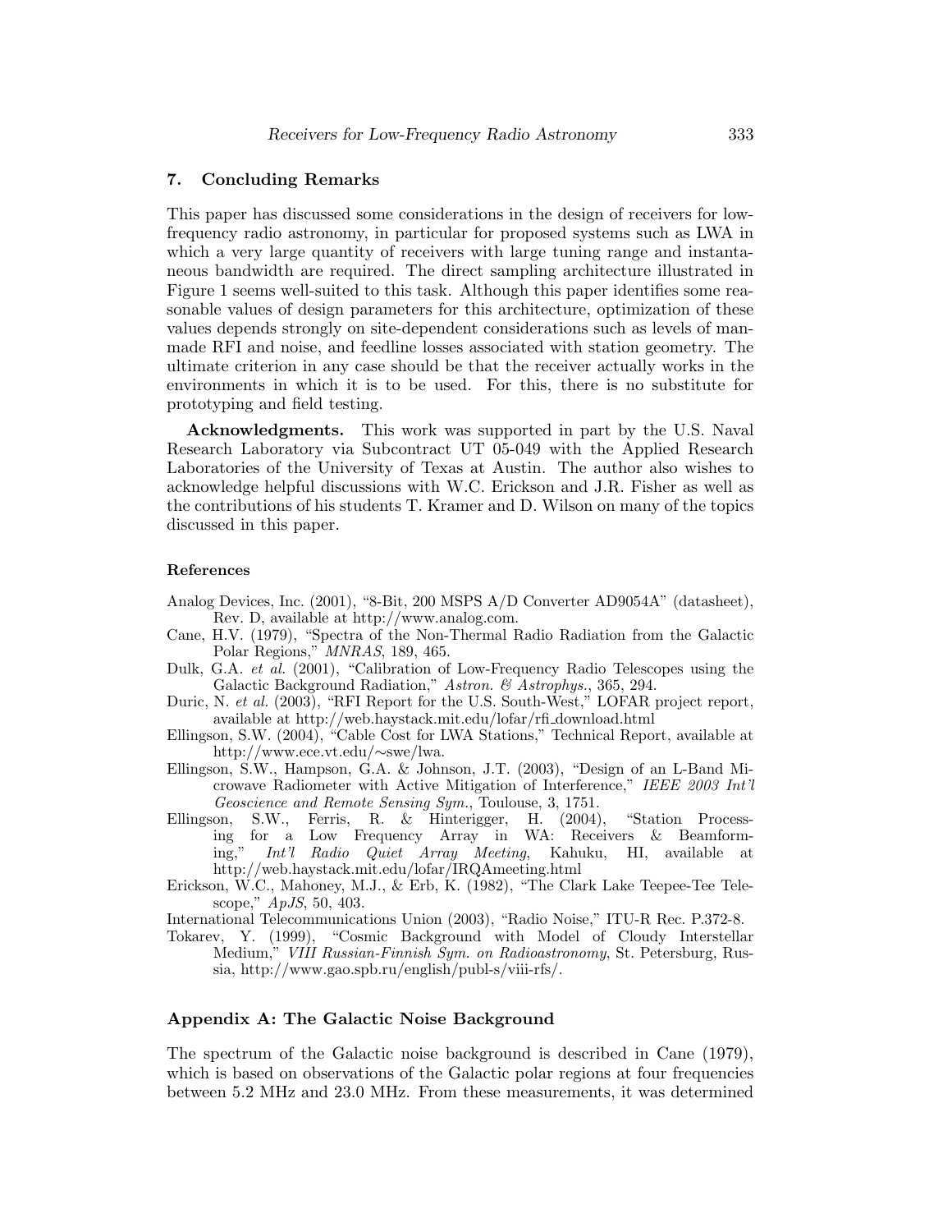## 7. Concluding Remarks

This paper has discussed some considerations in the design of receivers for low-frequency radio astronomy, in particular for proposed systems such as LWA in which a very large quantity of receivers with large tuning range and instantaneous bandwidth are required. The direct sampling architecture illustrated in Figure 1 seems well-suited to this task. Although this paper identifies some reasonable values of design parameters for this architecture, optimization of these values depends strongly on site-dependent considerations such as levels of man-made RFI and noise, and feedline losses associated with station geometry. The ultimate criterion in any case should be that the receiver actually works in the environments in which it is to be used. For this, there is no substitute for prototyping and field testing.

**Acknowledgments.** This work was supported in part by the U.S. Naval Research Laboratory via Subcontract UT 05-049 with the Applied Research Laboratories of the University of Texas at Austin. The author also wishes to acknowledge helpful discussions with W.C. Erickson and J.R. Fisher as well as the contributions of his students T. Kramer and D. Wilson on many of the topics discussed in this paper.

### References

Analog Devices, Inc. (2001), "8-Bit, 200 MSPS A/D Converter AD9054A" (datasheet), Rev. D, available at http://www.analog.com.

Cane, H.V. (1979), "Spectra of the Non-Thermal Radio Radiation from the Galactic Polar Regions," *MNRAS*, 189, 465.

Dulk, G.A. *et al.* (2001), "Calibration of Low-Frequency Radio Telescopes using the Galactic Background Radiation," *Astron. & Astrophys.*, 365, 294.

Duric, N. *et al.* (2003), "RFI Report for the U.S. South-West," LOFAR project report, available at http://web.haystack.mit.edu/lofar/rfi_download.html

Ellingson, S.W. (2004), "Cable Cost for LWA Stations," Technical Report, available at http://www.ece.vt.edu/∼swe/lwa.

Ellingson, S.W., Hampson, G.A. & Johnson, J.T. (2003), "Design of an L-Band Microwave Radiometer with Active Mitigation of Interference," *IEEE 2003 Int'l Geoscience and Remote Sensing Sym.*, Toulouse, 3, 1751.

Ellingson, S.W., Ferris, R. & Hinterigger, H. (2004), "Station Processing for a Low Frequency Array in WA: Receivers & Beamforming," *Int'l Radio Quiet Array Meeting*, Kahuku, HI, available at http://web.haystack.mit.edu/lofar/IRQAmeeting.html

Erickson, W.C., Mahoney, M.J., & Erb, K. (1982), "The Clark Lake Teepee-Tee Telescope," *ApJS*, 50, 403.

International Telecommunications Union (2003), "Radio Noise," ITU-R Rec. P.372-8.

Tokarev, Y. (1999), "Cosmic Background with Model of Cloudy Interstellar Medium," *VIII Russian-Finnish Sym. on Radioastronomy*, St. Petersburg, Russia, http://www.gao.spb.ru/english/publ-s/viii-rfs/.

## Appendix A: The Galactic Noise Background

The spectrum of the Galactic noise background is described in Cane (1979), which is based on observations of the Galactic polar regions at four frequencies between 5.2 MHz and 23.0 MHz. From these measurements, it was determined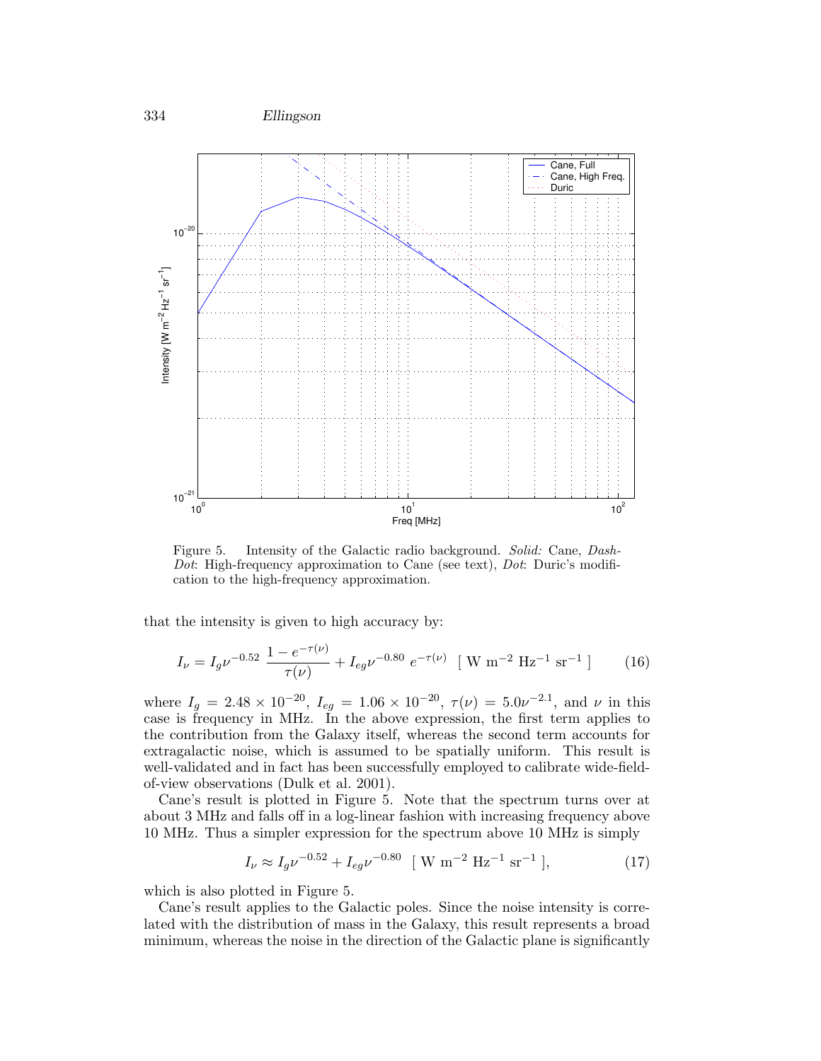Figure 5. Intensity of the Galactic radio background. *Solid:* Cane, *Dash-Dot*: High-frequency approximation to Cane (see text), *Dot*: Duric's modification to the high-frequency approximation.

that the intensity is given to high accuracy by:

$$I_\nu = I_g \nu^{-0.52} \; \frac{1 - e^{-\tau(\nu)}}{\tau(\nu)} + I_{eg} \nu^{-0.80} \; e^{-\tau(\nu)} \quad [ \text{ W m}^{-2} \text{ Hz}^{-1} \text{ sr}^{-1} \text{ ]} \tag{16}$$

where $I_g = 2.48 \times 10^{-20}$, $I_{eg} = 1.06 \times 10^{-20}$, $\tau(\nu) = 5.0\nu^{-2.1}$, and $\nu$ in this case is frequency in MHz. In the above expression, the first term applies to the contribution from the Galaxy itself, whereas the second term accounts for extragalactic noise, which is assumed to be spatially uniform. This result is well-validated and in fact has been successfully employed to calibrate wide-field-of-view observations (Dulk et al. 2001).

Cane's result is plotted in Figure 5. Note that the spectrum turns over at about 3 MHz and falls off in a log-linear fashion with increasing frequency above 10 MHz. Thus a simpler expression for the spectrum above 10 MHz is simply

$$I_\nu \approx I_g \nu^{-0.52} + I_{eg} \nu^{-0.80} \quad [ \text{ W m}^{-2} \text{ Hz}^{-1} \text{ sr}^{-1} \text{ ]}, \tag{17}$$

which is also plotted in Figure 5.

Cane's result applies to the Galactic poles. Since the noise intensity is correlated with the distribution of mass in the Galaxy, this result represents a broad minimum, whereas the noise in the direction of the Galactic plane is significantly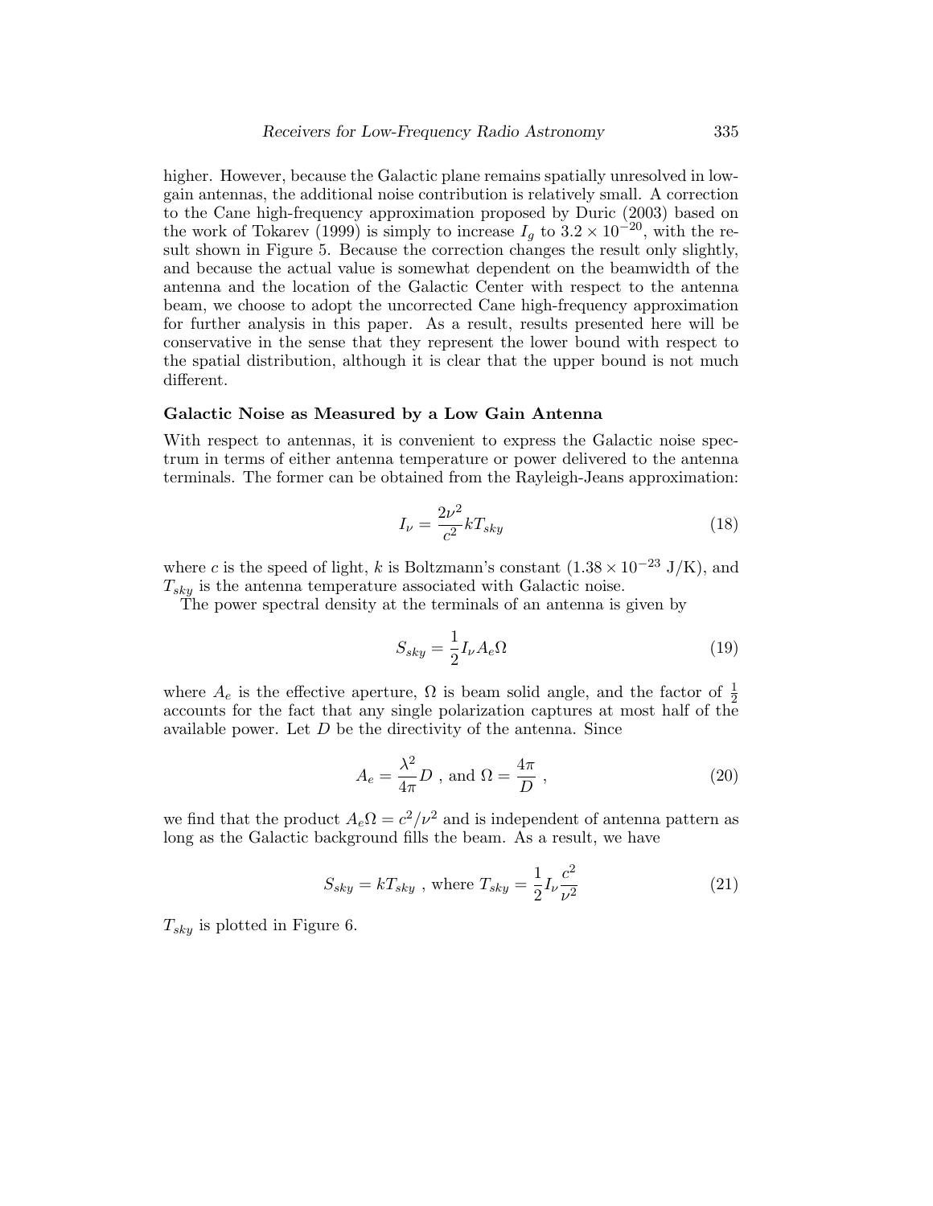higher. However, because the Galactic plane remains spatially unresolved in low-gain antennas, the additional noise contribution is relatively small. A correction to the Cane high-frequency approximation proposed by Duric (2003) based on the work of Tokarev (1999) is simply to increase $I_g$ to $3.2 \times 10^{-20}$, with the result shown in Figure 5. Because the correction changes the result only slightly, and because the actual value is somewhat dependent on the beamwidth of the antenna and the location of the Galactic Center with respect to the antenna beam, we choose to adopt the uncorrected Cane high-frequency approximation for further analysis in this paper. As a result, results presented here will be conservative in the sense that they represent the lower bound with respect to the spatial distribution, although it is clear that the upper bound is not much different.

### Galactic Noise as Measured by a Low Gain Antenna

With respect to antennas, it is convenient to express the Galactic noise spectrum in terms of either antenna temperature or power delivered to the antenna terminals. The former can be obtained from the Rayleigh-Jeans approximation:

$$I_\nu = \frac{2\nu^2}{c^2} k T_{sky} \tag{18}$$

where $c$ is the speed of light, $k$ is Boltzmann's constant ($1.38 \times 10^{-23}$ J/K), and $T_{sky}$ is the antenna temperature associated with Galactic noise.

The power spectral density at the terminals of an antenna is given by

$$S_{sky} = \frac{1}{2} I_\nu A_e \Omega \tag{19}$$

where $A_e$ is the effective aperture, $\Omega$ is beam solid angle, and the factor of $\frac{1}{2}$ accounts for the fact that any single polarization captures at most half of the available power. Let $D$ be the directivity of the antenna. Since

$$A_e = \frac{\lambda^2}{4\pi} D \text{ , and } \Omega = \frac{4\pi}{D} \text{ ,} \tag{20}$$

we find that the product $A_e \Omega = c^2/\nu^2$ and is independent of antenna pattern as long as the Galactic background fills the beam. As a result, we have

$$S_{sky} = k T_{sky} \text{ , where } T_{sky} = \frac{1}{2} I_\nu \frac{c^2}{\nu^2} \tag{21}$$

$T_{sky}$ is plotted in Figure 6.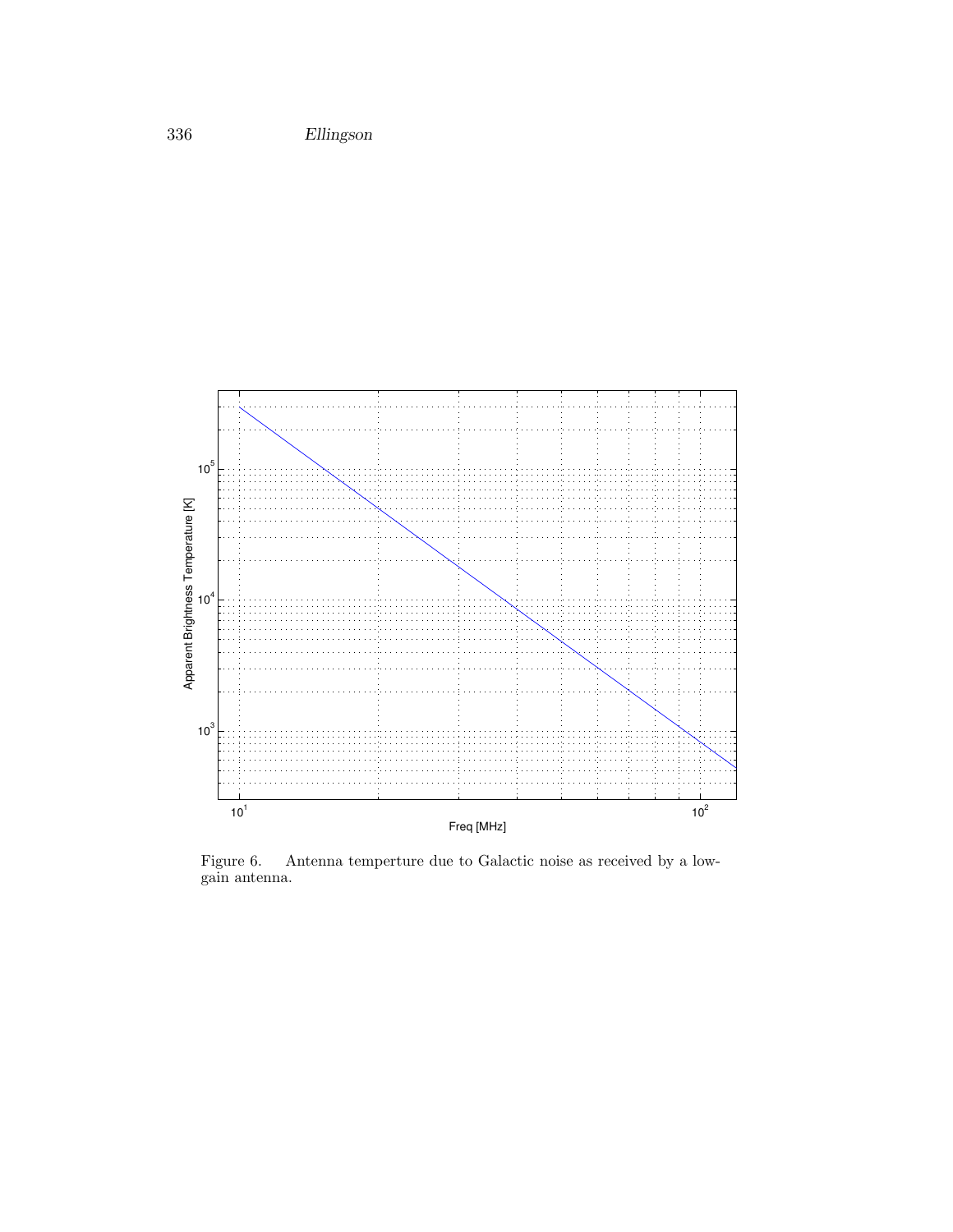Apparent Brightness Temperature [K]

$10^5$

$10^4$

$10^3$

$10^1$

$10^2$

Freq [MHz]

Figure 6. Antenna temperture due to Galactic noise as received by a low-gain antenna.